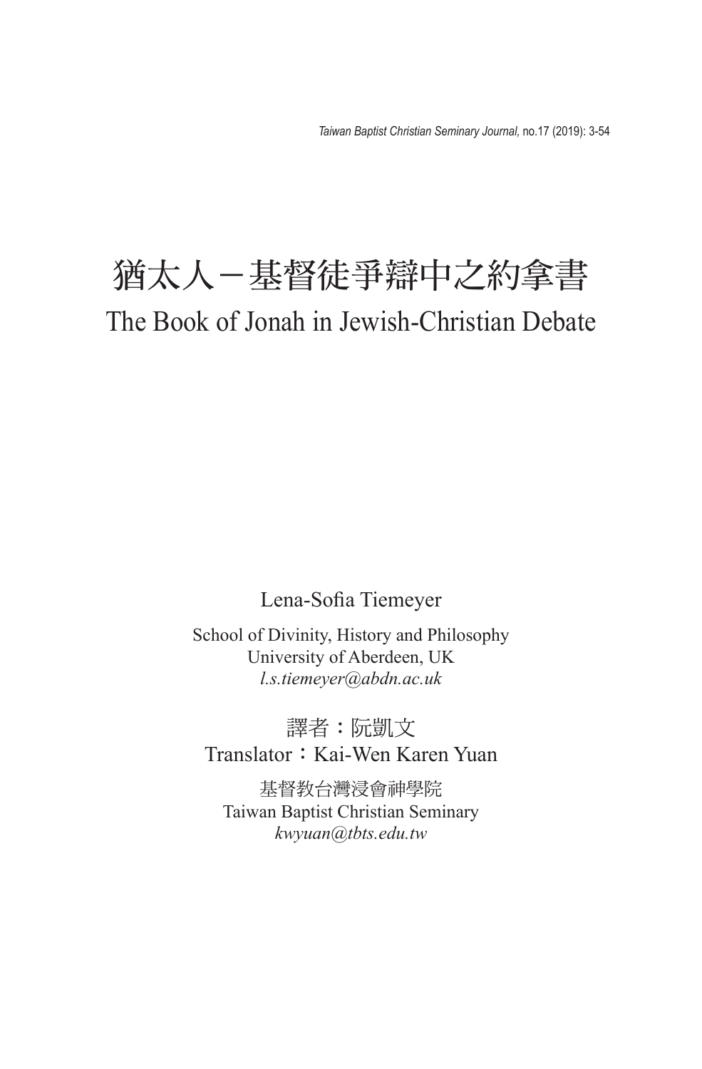# 猶太人－基督徒爭辯中之約拿書

## The Book of Jonah in Jewish-Christian Debate

Lena-Sofia Tiemeyer

School of Divinity, History and Philosophy
University of Aberdeen, UK
*l.s.tiemeyer@abdn.ac.uk*

譯者：阮凱文
Translator：Kai-Wen Karen Yuan

基督教台灣浸會神學院
Taiwan Baptist Christian Seminary
*kwyuan@tbts.edu.tw*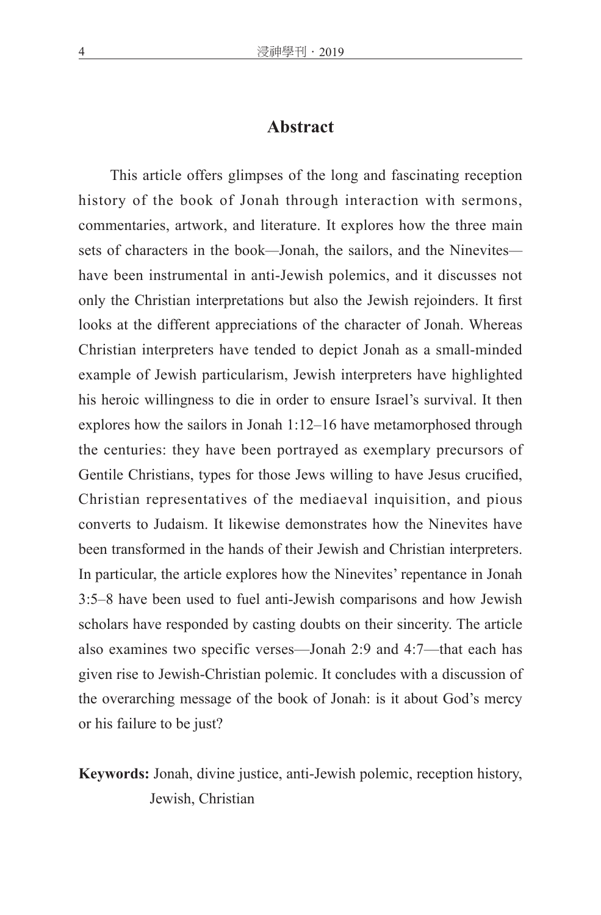## Abstract

This article offers glimpses of the long and fascinating reception history of the book of Jonah through interaction with sermons, commentaries, artwork, and literature. It explores how the three main sets of characters in the book—Jonah, the sailors, and the Ninevites—have been instrumental in anti-Jewish polemics, and it discusses not only the Christian interpretations but also the Jewish rejoinders. It first looks at the different appreciations of the character of Jonah. Whereas Christian interpreters have tended to depict Jonah as a small-minded example of Jewish particularism, Jewish interpreters have highlighted his heroic willingness to die in order to ensure Israel's survival. It then explores how the sailors in Jonah 1:12–16 have metamorphosed through the centuries: they have been portrayed as exemplary precursors of Gentile Christians, types for those Jews willing to have Jesus crucified, Christian representatives of the mediaeval inquisition, and pious converts to Judaism. It likewise demonstrates how the Ninevites have been transformed in the hands of their Jewish and Christian interpreters. In particular, the article explores how the Ninevites' repentance in Jonah 3:5–8 have been used to fuel anti-Jewish comparisons and how Jewish scholars have responded by casting doubts on their sincerity. The article also examines two specific verses—Jonah 2:9 and 4:7—that each has given rise to Jewish-Christian polemic. It concludes with a discussion of the overarching message of the book of Jonah: is it about God's mercy or his failure to be just?

**Keywords:** Jonah, divine justice, anti-Jewish polemic, reception history, Jewish, Christian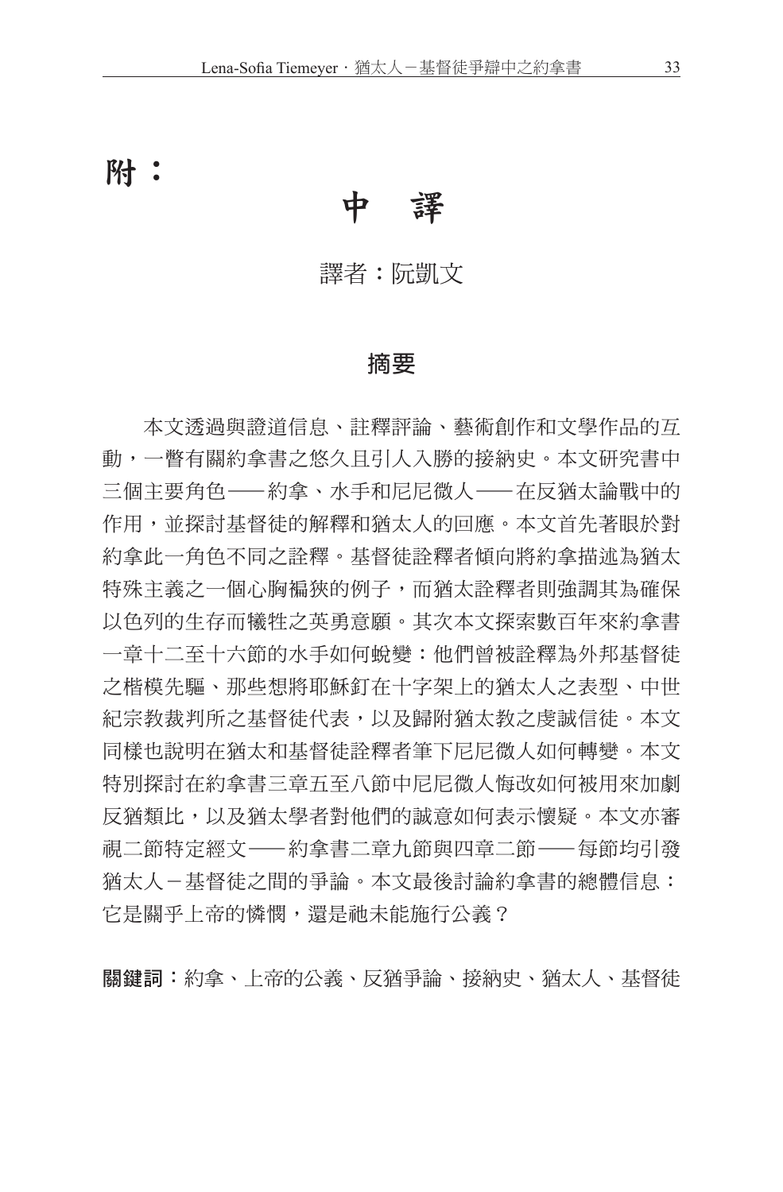附：

# 中　譯

譯者：阮凱文

## 摘要

本文透過與證道信息、註釋評論、藝術創作和文學作品的互動，一瞥有關約拿書之悠久且引人入勝的接納史。本文研究書中三個主要角色——約拿、水手和尼尼微人——在反猶太論戰中的作用，並探討基督徒的解釋和猶太人的回應。本文首先著眼於對約拿此一角色不同之詮釋。基督徒詮釋者傾向將約拿描述為猶太特殊主義之一個心胸褊狹的例子，而猶太詮釋者則強調其為確保以色列的生存而犧牲之英勇意願。其次本文探索數百年來約拿書一章十二至十六節的水手如何蛻變：他們曾被詮釋為外邦基督徒之楷模先驅、那些想將耶穌釘在十字架上的猶太人之表型、中世紀宗教裁判所之基督徒代表，以及歸附猶太教之虔誠信徒。本文同樣也說明在猶太和基督徒詮釋者筆下尼尼微人如何轉變。本文特別探討在約拿書三章五至八節中尼尼微人悔改如何被用來加劇反猶類比，以及猶太學者對他們的誠意如何表示懷疑。本文亦審視二節特定經文——約拿書二章九節與四章二節——每節均引發猶太人－基督徒之間的爭論。本文最後討論約拿書的總體信息：它是關乎上帝的憐憫，還是祂未能施行公義？

**關鍵詞**：約拿、上帝的公義、反猶爭論、接納史、猶太人、基督徒